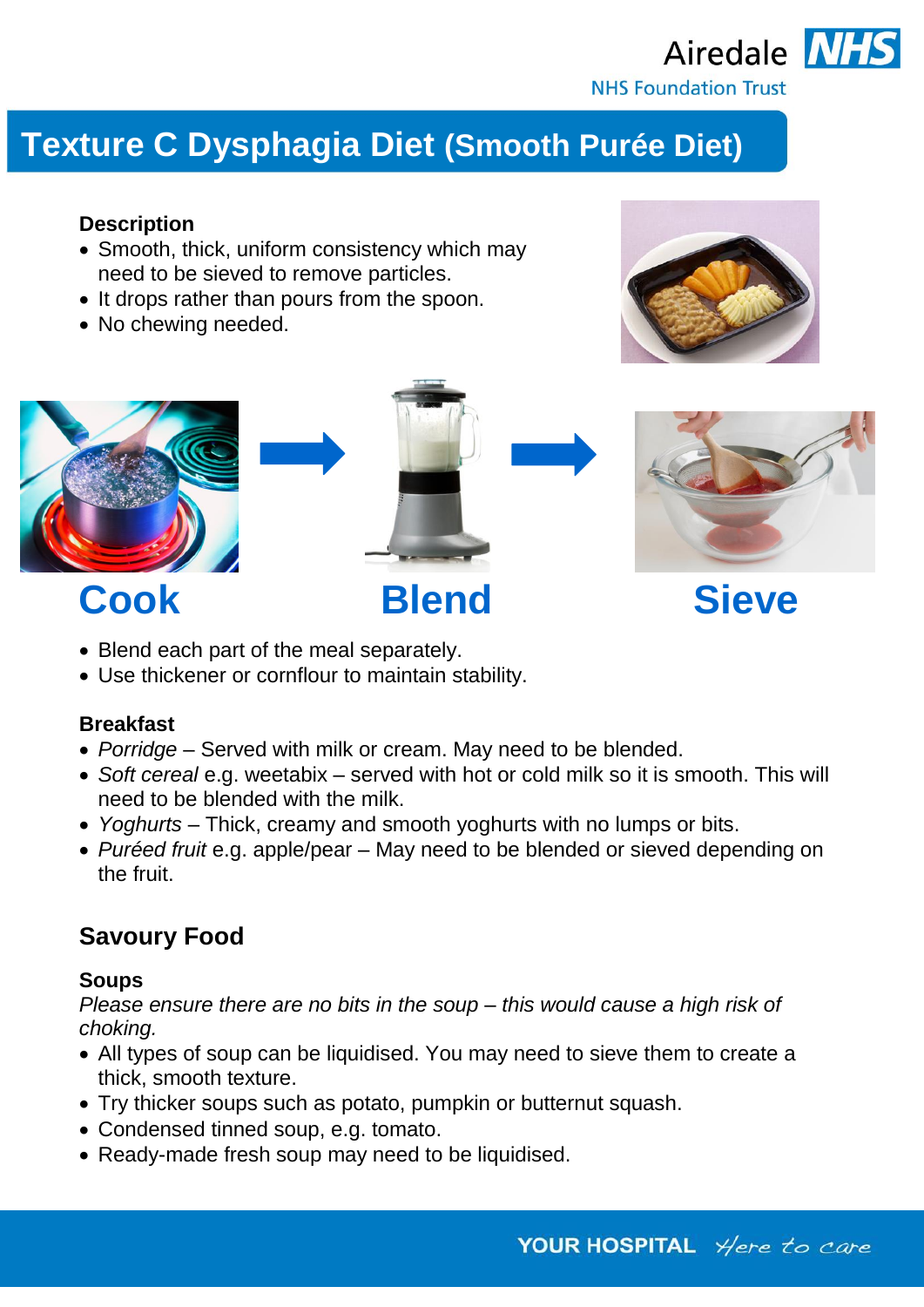# Texture C Dysphagia Diet (Smooth Purée Diet)

### Description

- Smooth, thick, uniform consistency which may need to be sieved to remove particles.
- It drops rather than pours from the spoon.
- No chewing needed.

**Cook** → **Blend** → **Sieve**

- Blend each part of the meal separately.
- Use thickener or cornflour to maintain stability.

### Breakfast

- *Porridge* – Served with milk or cream. May need to be blended.
- *Soft cereal* e.g. weetabix – served with hot or cold milk so it is smooth. This will need to be blended with the milk.
- *Yoghurts* – Thick, creamy and smooth yoghurts with no lumps or bits.
- *Puréed fruit* e.g. apple/pear – May need to be blended or sieved depending on the fruit.

## Savoury Food

### Soups

*Please ensure there are no bits in the soup – this would cause a high risk of choking.*

- All types of soup can be liquidised. You may need to sieve them to create a thick, smooth texture.
- Try thicker soups such as potato, pumpkin or butternut squash.
- Condensed tinned soup, e.g. tomato.
- Ready-made fresh soup may need to be liquidised.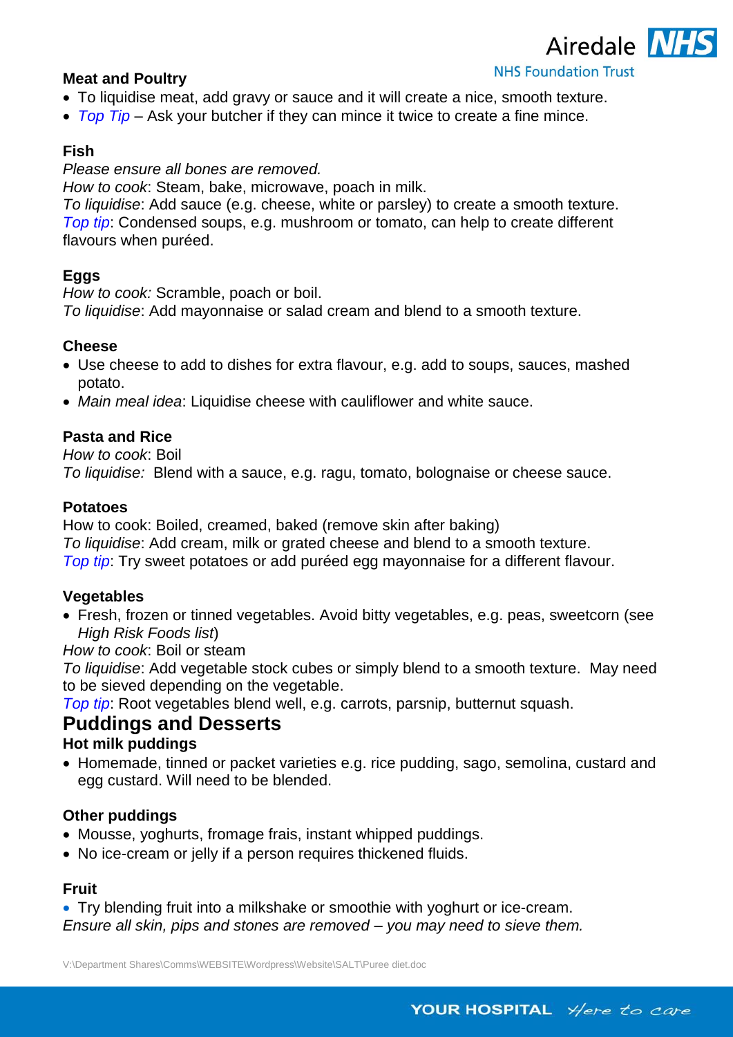**Meat and Poultry**

- To liquidise meat, add gravy or sauce and it will create a nice, smooth texture.
- *Top Tip* – Ask your butcher if they can mince it twice to create a fine mince.

**Fish**

*Please ensure all bones are removed.*
*How to cook*: Steam, bake, microwave, poach in milk.
*To liquidise*: Add sauce (e.g. cheese, white or parsley) to create a smooth texture.
*Top tip*: Condensed soups, e.g. mushroom or tomato, can help to create different flavours when puréed.

**Eggs**

*How to cook:* Scramble, poach or boil.
*To liquidise*: Add mayonnaise or salad cream and blend to a smooth texture.

**Cheese**

- Use cheese to add to dishes for extra flavour, e.g. add to soups, sauces, mashed potato.
- *Main meal idea*: Liquidise cheese with cauliflower and white sauce.

**Pasta and Rice**

*How to cook*: Boil
*To liquidise:* Blend with a sauce, e.g. ragu, tomato, bolognaise or cheese sauce.

**Potatoes**

How to cook: Boiled, creamed, baked (remove skin after baking)
*To liquidise*: Add cream, milk or grated cheese and blend to a smooth texture.
*Top tip*: Try sweet potatoes or add puréed egg mayonnaise for a different flavour.

**Vegetables**

- Fresh, frozen or tinned vegetables. Avoid bitty vegetables, e.g. peas, sweetcorn (see *High Risk Foods list*)

*How to cook*: Boil or steam
*To liquidise*: Add vegetable stock cubes or simply blend to a smooth texture. May need to be sieved depending on the vegetable.
*Top tip*: Root vegetables blend well, e.g. carrots, parsnip, butternut squash.

## Puddings and Desserts

**Hot milk puddings**

- Homemade, tinned or packet varieties e.g. rice pudding, sago, semolina, custard and egg custard. Will need to be blended.

**Other puddings**

- Mousse, yoghurts, fromage frais, instant whipped puddings.
- No ice-cream or jelly if a person requires thickened fluids.

**Fruit**

- Try blending fruit into a milkshake or smoothie with yoghurt or ice-cream.

*Ensure all skin, pips and stones are removed – you may need to sieve them.*